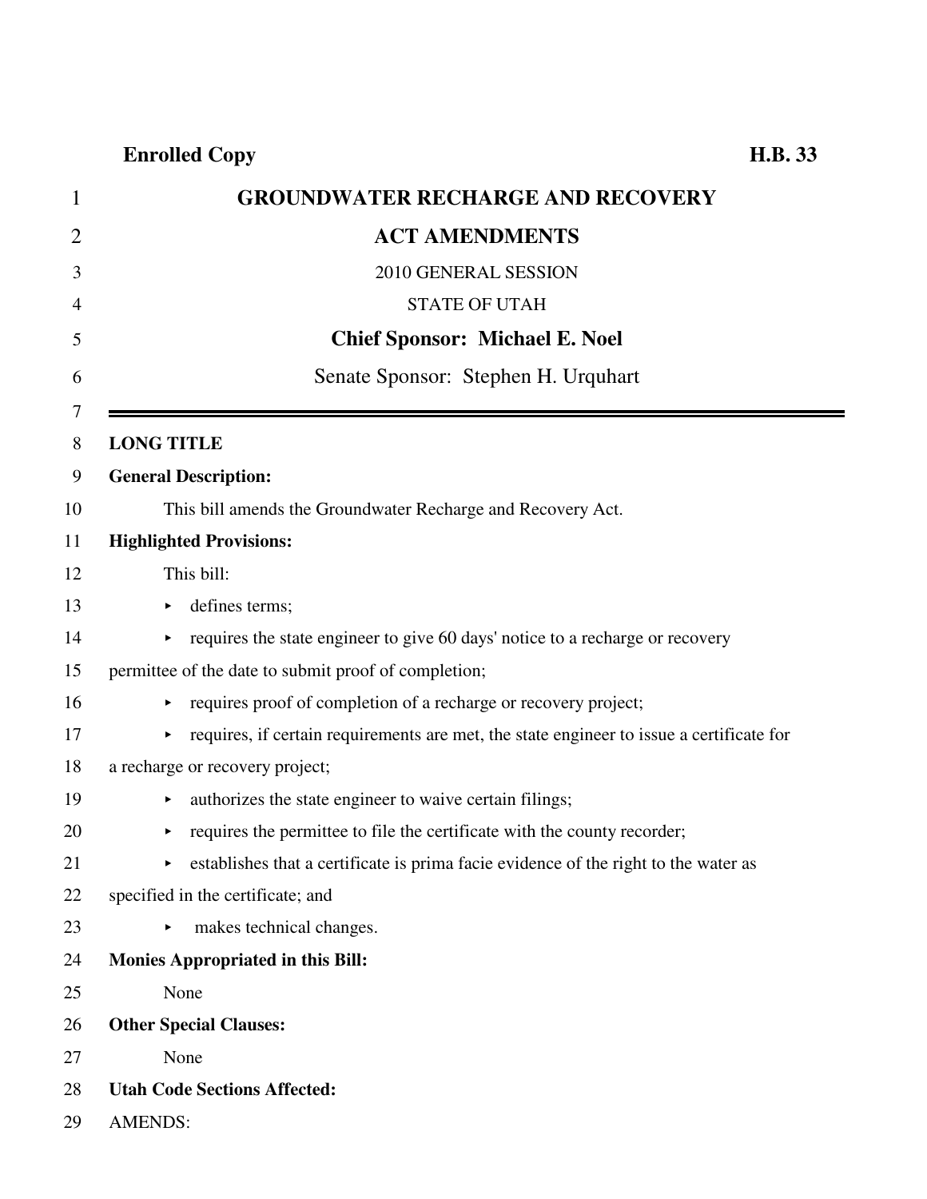**Enrolled Copy** **H.B. 33**

# GROUNDWATER RECHARGE AND RECOVERY ACT AMENDMENTS

2010 GENERAL SESSION

STATE OF UTAH

**Chief Sponsor: Michael E. Noel**

Senate Sponsor: Stephen H. Urquhart

---

**LONG TITLE**

**General Description:**

This bill amends the Groundwater Recharge and Recovery Act.

**Highlighted Provisions:**

This bill:

- defines terms;
- requires the state engineer to give 60 days' notice to a recharge or recovery permittee of the date to submit proof of completion;
- requires proof of completion of a recharge or recovery project;
- requires, if certain requirements are met, the state engineer to issue a certificate for a recharge or recovery project;
- authorizes the state engineer to waive certain filings;
- requires the permittee to file the certificate with the county recorder;
- establishes that a certificate is prima facie evidence of the right to the water as specified in the certificate; and
- makes technical changes.

**Monies Appropriated in this Bill:**

None

**Other Special Clauses:**

None

**Utah Code Sections Affected:**

AMENDS: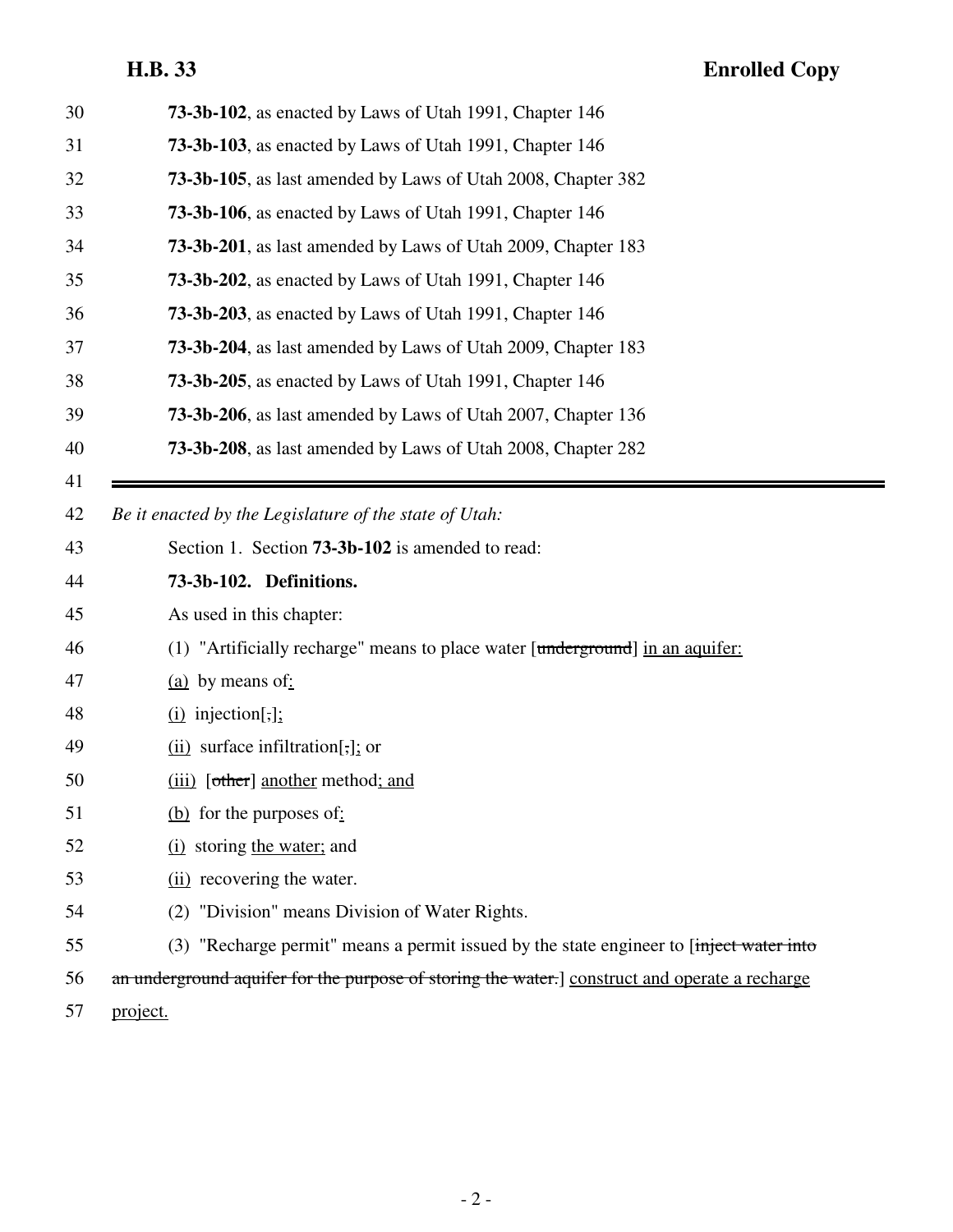**73-3b-102**, as enacted by Laws of Utah 1991, Chapter 146

**73-3b-103**, as enacted by Laws of Utah 1991, Chapter 146

**73-3b-105**, as last amended by Laws of Utah 2008, Chapter 382

**73-3b-106**, as enacted by Laws of Utah 1991, Chapter 146

**73-3b-201**, as last amended by Laws of Utah 2009, Chapter 183

**73-3b-202**, as enacted by Laws of Utah 1991, Chapter 146

**73-3b-203**, as enacted by Laws of Utah 1991, Chapter 146

**73-3b-204**, as last amended by Laws of Utah 2009, Chapter 183

**73-3b-205**, as enacted by Laws of Utah 1991, Chapter 146

**73-3b-206**, as last amended by Laws of Utah 2007, Chapter 136

**73-3b-208**, as last amended by Laws of Utah 2008, Chapter 282

---

*Be it enacted by the Legislature of the state of Utah:*

Section 1. Section **73-3b-102** is amended to read:

**73-3b-102. Definitions.**

As used in this chapter:

(1) "Artificially recharge" means to place water [~~underground~~] in an aquifer:

(a) by means of:

(i) injection[~~,~~];

(ii) surface infiltration[~~,~~]; or

(iii) [~~other~~] another method; and

(b) for the purposes of:

(i) storing the water; and

(ii) recovering the water.

(2) "Division" means Division of Water Rights.

(3) "Recharge permit" means a permit issued by the state engineer to [~~inject water into an underground aquifer for the purpose of storing the water.~~] construct and operate a recharge project.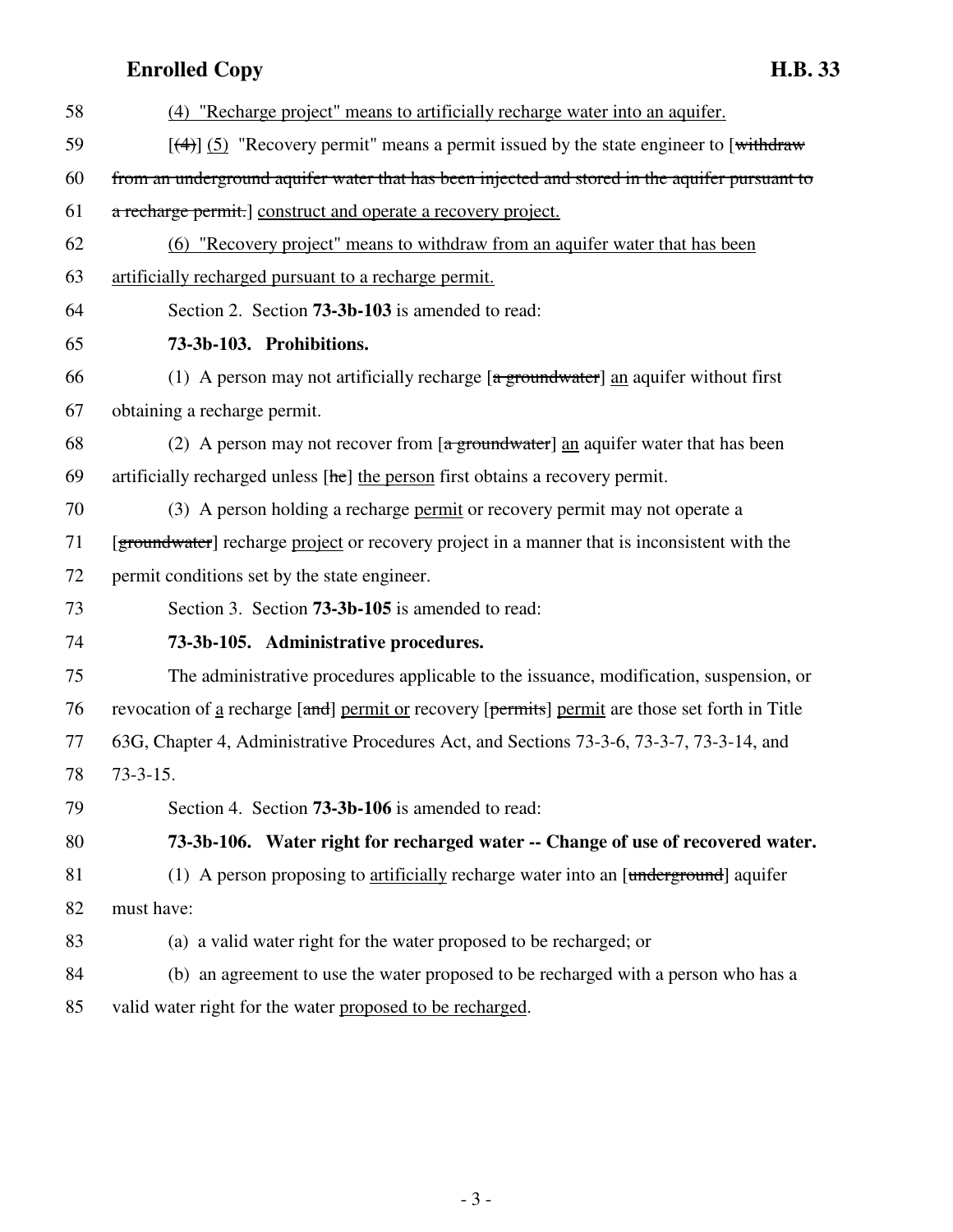(4) "Recharge project" means to artificially recharge water into an aquifer.

[(4)] (5) "Recovery permit" means a permit issued by the state engineer to [withdraw from an underground aquifer water that has been injected and stored in the aquifer pursuant to a recharge permit.] construct and operate a recovery project.

(6) "Recovery project" means to withdraw from an aquifer water that has been artificially recharged pursuant to a recharge permit.

Section 2. Section **73-3b-103** is amended to read:

**73-3b-103. Prohibitions.**

(1) A person may not artificially recharge [a groundwater] an aquifer without first obtaining a recharge permit.

(2) A person may not recover from [a groundwater] an aquifer water that has been artificially recharged unless [he] the person first obtains a recovery permit.

(3) A person holding a recharge permit or recovery permit may not operate a [groundwater] recharge project or recovery project in a manner that is inconsistent with the permit conditions set by the state engineer.

Section 3. Section **73-3b-105** is amended to read:

**73-3b-105. Administrative procedures.**

The administrative procedures applicable to the issuance, modification, suspension, or revocation of a recharge [and] permit or recovery [permits] permit are those set forth in Title 63G, Chapter 4, Administrative Procedures Act, and Sections 73-3-6, 73-3-7, 73-3-14, and 73-3-15.

Section 4. Section **73-3b-106** is amended to read:

**73-3b-106. Water right for recharged water -- Change of use of recovered water.**

(1) A person proposing to artificially recharge water into an [underground] aquifer must have:

(a) a valid water right for the water proposed to be recharged; or

(b) an agreement to use the water proposed to be recharged with a person who has a valid water right for the water proposed to be recharged.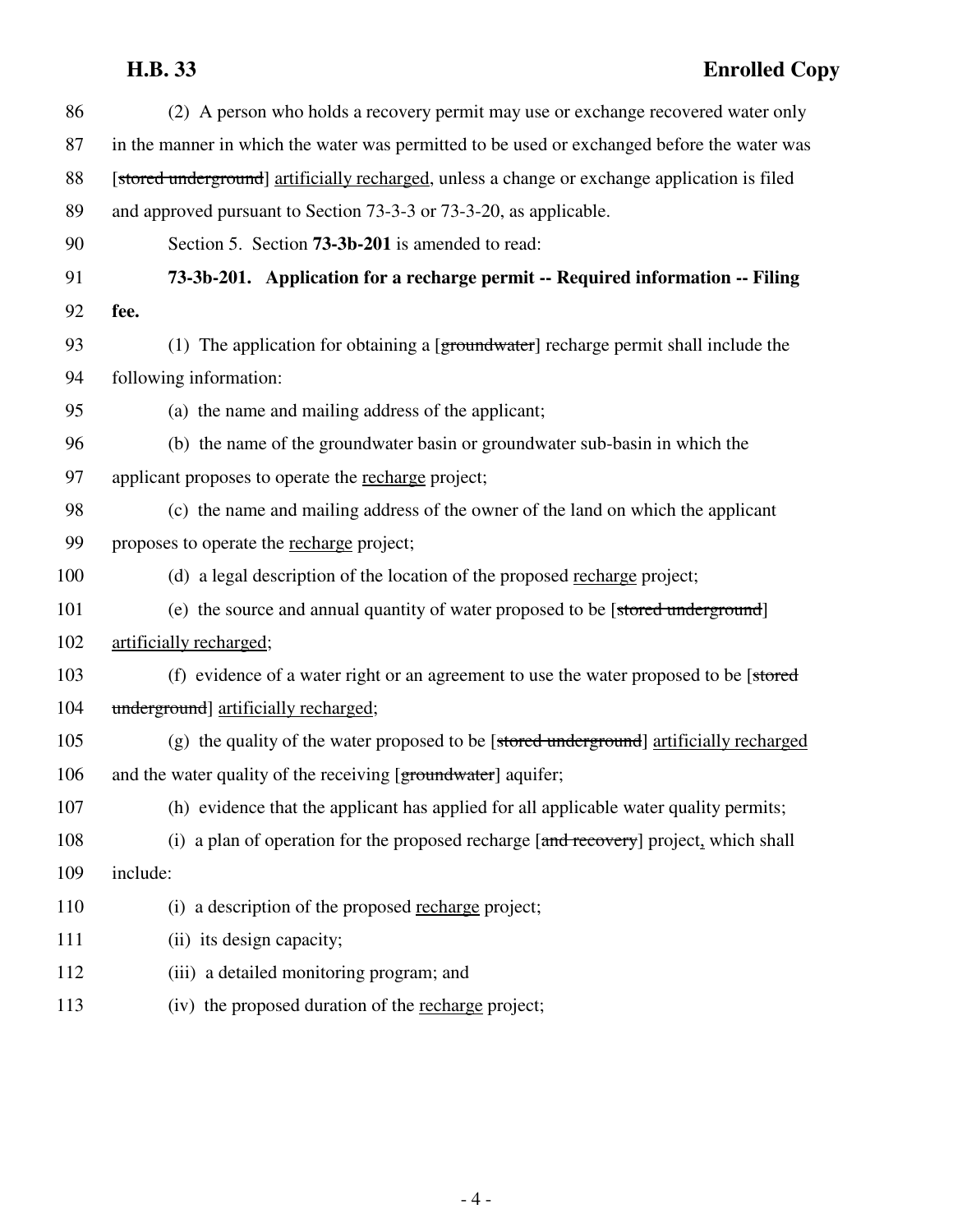(2) A person who holds a recovery permit may use or exchange recovered water only in the manner in which the water was permitted to be used or exchanged before the water was [~~stored underground~~] <u>artificially recharged</u>, unless a change or exchange application is filed and approved pursuant to Section 73-3-3 or 73-3-20, as applicable.

Section 5. Section **73-3b-201** is amended to read:

**73-3b-201. Application for a recharge permit -- Required information -- Filing fee.**

(1) The application for obtaining a [~~groundwater~~] recharge permit shall include the following information:

(a) the name and mailing address of the applicant;

(b) the name of the groundwater basin or groundwater sub-basin in which the applicant proposes to operate the <u>recharge</u> project;

(c) the name and mailing address of the owner of the land on which the applicant proposes to operate the <u>recharge</u> project;

(d) a legal description of the location of the proposed <u>recharge</u> project;

(e) the source and annual quantity of water proposed to be [~~stored underground~~] <u>artificially recharged</u>;

(f) evidence of a water right or an agreement to use the water proposed to be [~~stored underground~~] <u>artificially recharged</u>;

(g) the quality of the water proposed to be [~~stored underground~~] <u>artificially recharged</u> and the water quality of the receiving [~~groundwater~~] aquifer;

(h) evidence that the applicant has applied for all applicable water quality permits;

(i) a plan of operation for the proposed recharge [~~and recovery~~] project<u>,</u> which shall include:

(i) a description of the proposed <u>recharge</u> project;

(ii) its design capacity;

(iii) a detailed monitoring program; and

(iv) the proposed duration of the <u>recharge</u> project;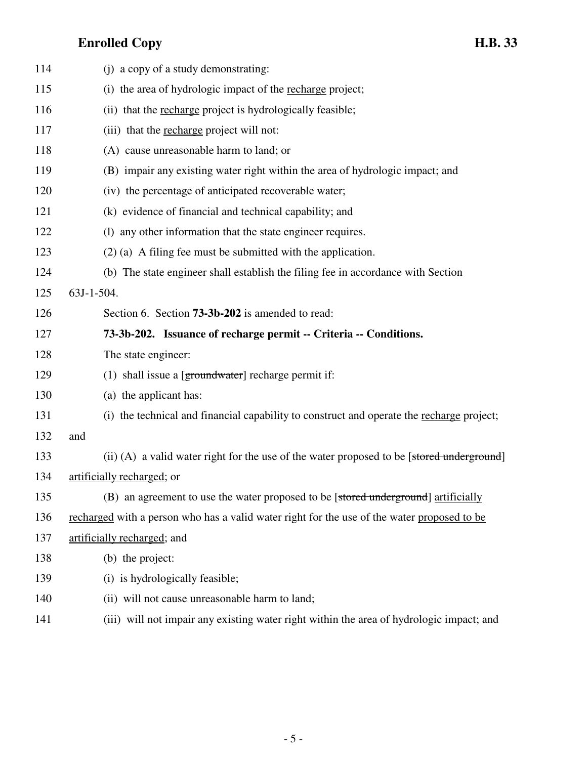114 (j) a copy of a study demonstrating:

115 (i) the area of hydrologic impact of the <u>recharge</u> project;

116 (ii) that the <u>recharge</u> project is hydrologically feasible;

117 (iii) that the <u>recharge</u> project will not:

118 (A) cause unreasonable harm to land; or

119 (B) impair any existing water right within the area of hydrologic impact; and

120 (iv) the percentage of anticipated recoverable water;

121 (k) evidence of financial and technical capability; and

122 (l) any other information that the state engineer requires.

123 (2) (a) A filing fee must be submitted with the application.

124 (b) The state engineer shall establish the filing fee in accordance with Section

125 63J-1-504.

126 Section 6. Section **73-3b-202** is amended to read:

127 **73-3b-202. Issuance of recharge permit -- Criteria -- Conditions.**

128 The state engineer:

129 (1) shall issue a [~~groundwater~~] recharge permit if:

130 (a) the applicant has:

131 (i) the technical and financial capability to construct and operate the <u>recharge</u> project;

132 and

133 (ii) (A) a valid water right for the use of the water proposed to be [~~stored underground~~]

134 <u>artificially recharged</u>; or

135 (B) an agreement to use the water proposed to be [~~stored underground~~] <u>artificially</u>

136 <u>recharged</u> with a person who has a valid water right for the use of the water <u>proposed to be</u>

137 <u>artificially recharged</u>; and

138 (b) the project:

139 (i) is hydrologically feasible;

140 (ii) will not cause unreasonable harm to land;

141 (iii) will not impair any existing water right within the area of hydrologic impact; and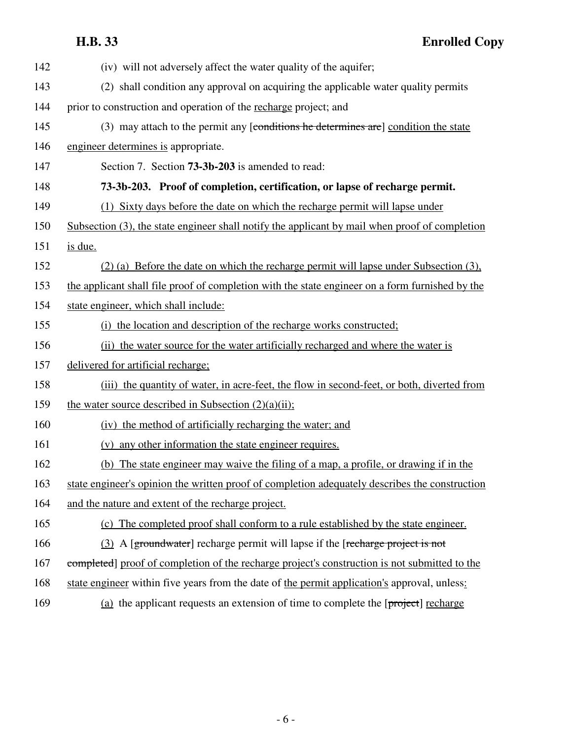(iv) will not adversely affect the water quality of the aquifer;

(2) shall condition any approval on acquiring the applicable water quality permits prior to construction and operation of the recharge project; and

(3) may attach to the permit any [~~conditions he determines are~~] condition the state engineer determines is appropriate.

Section 7. Section **73-3b-203** is amended to read:

**73-3b-203. Proof of completion, certification, or lapse of recharge permit.**

(1) Sixty days before the date on which the recharge permit will lapse under Subsection (3), the state engineer shall notify the applicant by mail when proof of completion is due.

(2) (a) Before the date on which the recharge permit will lapse under Subsection (3), the applicant shall file proof of completion with the state engineer on a form furnished by the state engineer, which shall include:

(i) the location and description of the recharge works constructed;

(ii) the water source for the water artificially recharged and where the water is delivered for artificial recharge;

(iii) the quantity of water, in acre-feet, the flow in second-feet, or both, diverted from the water source described in Subsection (2)(a)(ii);

(iv) the method of artificially recharging the water; and

(v) any other information the state engineer requires.

(b) The state engineer may waive the filing of a map, a profile, or drawing if in the state engineer's opinion the written proof of completion adequately describes the construction and the nature and extent of the recharge project.

(c) The completed proof shall conform to a rule established by the state engineer.

(3) A [~~groundwater~~] recharge permit will lapse if the [~~recharge project is not completed~~] proof of completion of the recharge project's construction is not submitted to the state engineer within five years from the date of the permit application's approval, unless:

(a) the applicant requests an extension of time to complete the [~~project~~] recharge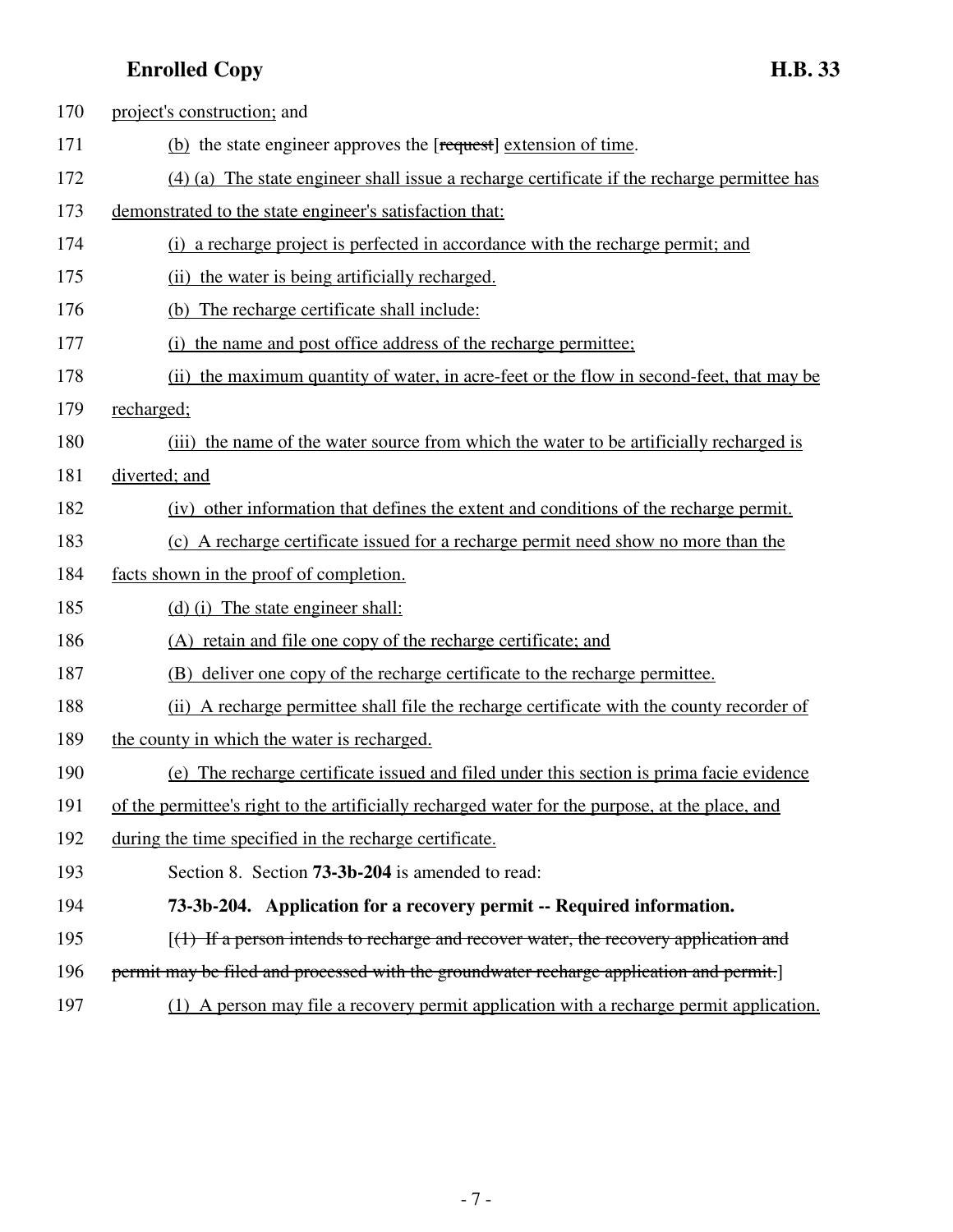project's construction; and

(b) the state engineer approves the [~~request~~] extension of time.

(4) (a) The state engineer shall issue a recharge certificate if the recharge permittee has demonstrated to the state engineer's satisfaction that:

(i) a recharge project is perfected in accordance with the recharge permit; and

(ii) the water is being artificially recharged.

(b) The recharge certificate shall include:

(i) the name and post office address of the recharge permittee;

(ii) the maximum quantity of water, in acre-feet or the flow in second-feet, that may be recharged;

(iii) the name of the water source from which the water to be artificially recharged is diverted; and

(iv) other information that defines the extent and conditions of the recharge permit.

(c) A recharge certificate issued for a recharge permit need show no more than the facts shown in the proof of completion.

(d) (i) The state engineer shall:

(A) retain and file one copy of the recharge certificate; and

(B) deliver one copy of the recharge certificate to the recharge permittee.

(ii) A recharge permittee shall file the recharge certificate with the county recorder of the county in which the water is recharged.

(e) The recharge certificate issued and filed under this section is prima facie evidence of the permittee's right to the artificially recharged water for the purpose, at the place, and during the time specified in the recharge certificate.

Section 8. Section **73-3b-204** is amended to read:

**73-3b-204. Application for a recovery permit -- Required information.**

[~~(1) If a person intends to recharge and recover water, the recovery application and permit may be filed and processed with the groundwater recharge application and permit.~~]

(1) A person may file a recovery permit application with a recharge permit application.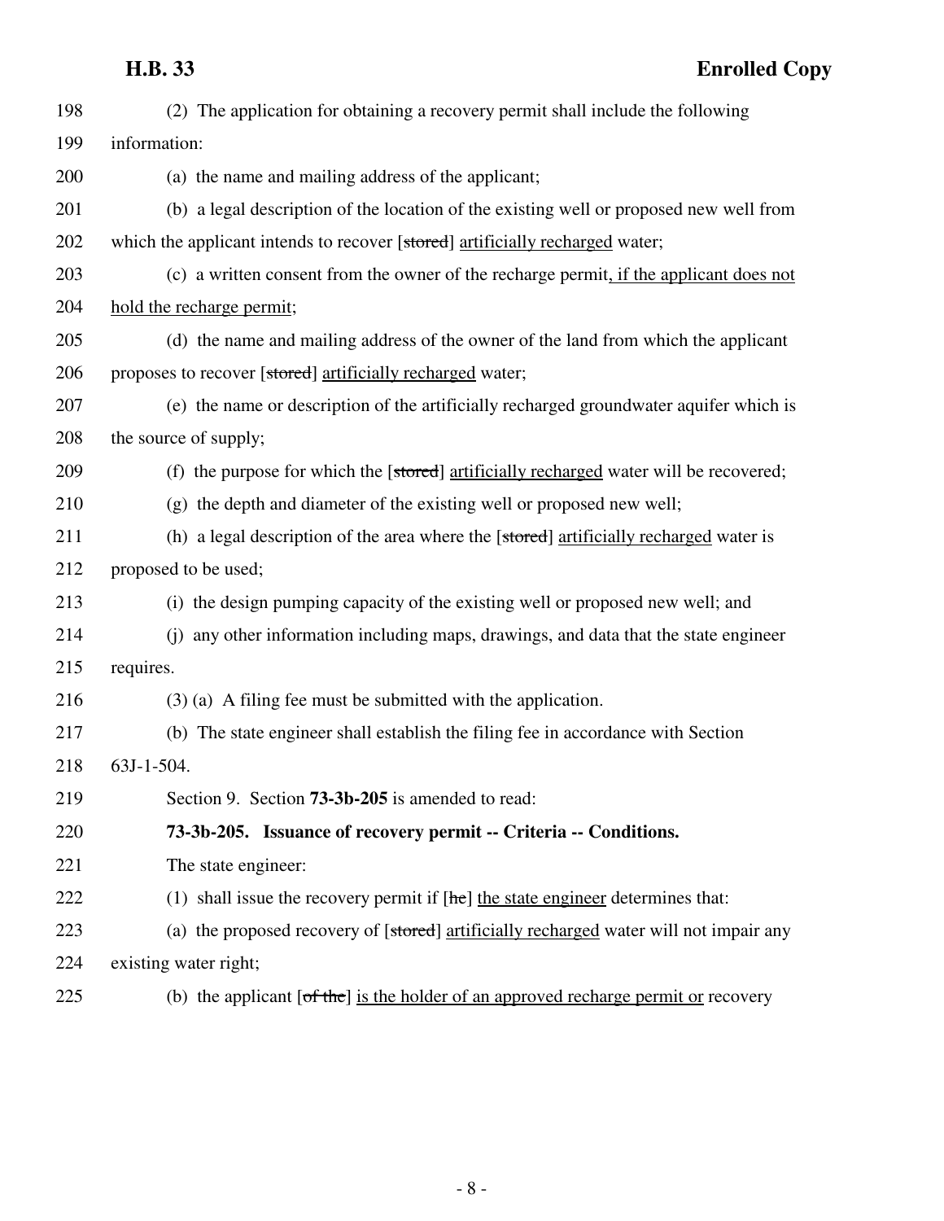(2) The application for obtaining a recovery permit shall include the following information:

(a) the name and mailing address of the applicant;

(b) a legal description of the location of the existing well or proposed new well from which the applicant intends to recover [~~stored~~] <u>artificially recharged</u> water;

(c) a written consent from the owner of the recharge permit<u>, if the applicant does not hold the recharge permit</u>;

(d) the name and mailing address of the owner of the land from which the applicant proposes to recover [~~stored~~] <u>artificially recharged</u> water;

(e) the name or description of the artificially recharged groundwater aquifer which is the source of supply;

(f) the purpose for which the [~~stored~~] <u>artificially recharged</u> water will be recovered;

(g) the depth and diameter of the existing well or proposed new well;

(h) a legal description of the area where the [~~stored~~] <u>artificially recharged</u> water is proposed to be used;

(i) the design pumping capacity of the existing well or proposed new well; and

(j) any other information including maps, drawings, and data that the state engineer requires.

(3) (a) A filing fee must be submitted with the application.

(b) The state engineer shall establish the filing fee in accordance with Section 63J-1-504.

Section 9. Section **73-3b-205** is amended to read:

**73-3b-205. Issuance of recovery permit -- Criteria -- Conditions.**

The state engineer:

(1) shall issue the recovery permit if [~~he~~] <u>the state engineer</u> determines that:

(a) the proposed recovery of [~~stored~~] <u>artificially recharged</u> water will not impair any existing water right;

(b) the applicant [~~of the~~] <u>is the holder of an approved recharge permit or</u> recovery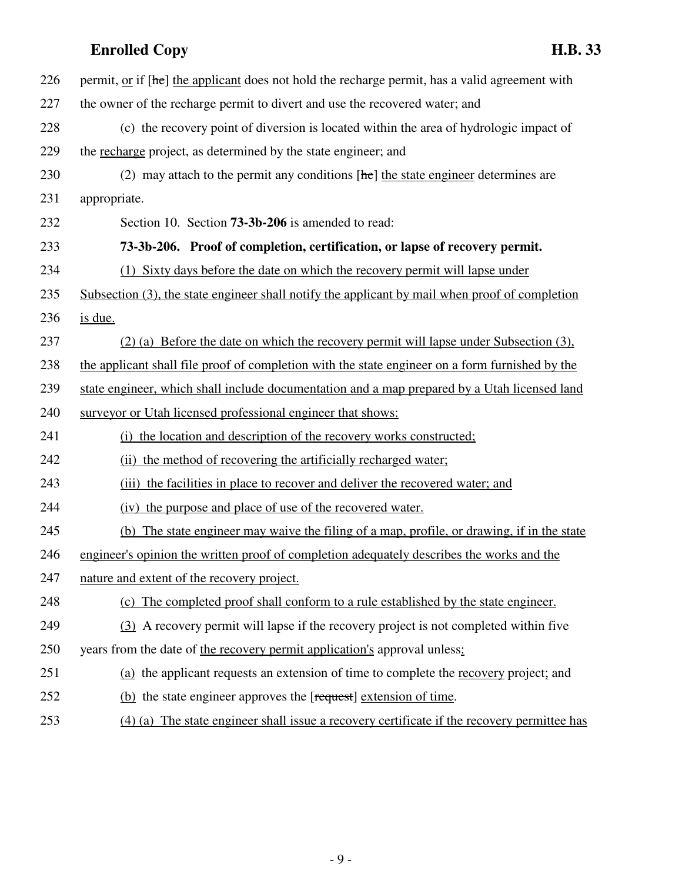226 permit, or if [he] the applicant does not hold the recharge permit, has a valid agreement with
227 the owner of the recharge permit to divert and use the recovered water; and
228 (c) the recovery point of diversion is located within the area of hydrologic impact of
229 the recharge project, as determined by the state engineer; and
230 (2) may attach to the permit any conditions [he] the state engineer determines are
231 appropriate.
232 Section 10. Section **73-3b-206** is amended to read:
233 **73-3b-206. Proof of completion, certification, or lapse of recovery permit.**
234 (1) Sixty days before the date on which the recovery permit will lapse under
235 Subsection (3), the state engineer shall notify the applicant by mail when proof of completion
236 is due.
237 (2) (a) Before the date on which the recovery permit will lapse under Subsection (3),
238 the applicant shall file proof of completion with the state engineer on a form furnished by the
239 state engineer, which shall include documentation and a map prepared by a Utah licensed land
240 surveyor or Utah licensed professional engineer that shows:
241 (i) the location and description of the recovery works constructed;
242 (ii) the method of recovering the artificially recharged water;
243 (iii) the facilities in place to recover and deliver the recovered water; and
244 (iv) the purpose and place of use of the recovered water.
245 (b) The state engineer may waive the filing of a map, profile, or drawing, if in the state
246 engineer's opinion the written proof of completion adequately describes the works and the
247 nature and extent of the recovery project.
248 (c) The completed proof shall conform to a rule established by the state engineer.
249 (3) A recovery permit will lapse if the recovery project is not completed within five
250 years from the date of the recovery permit application's approval unless:
251 (a) the applicant requests an extension of time to complete the recovery project; and
252 (b) the state engineer approves the [request] extension of time.
253 (4) (a) The state engineer shall issue a recovery certificate if the recovery permittee has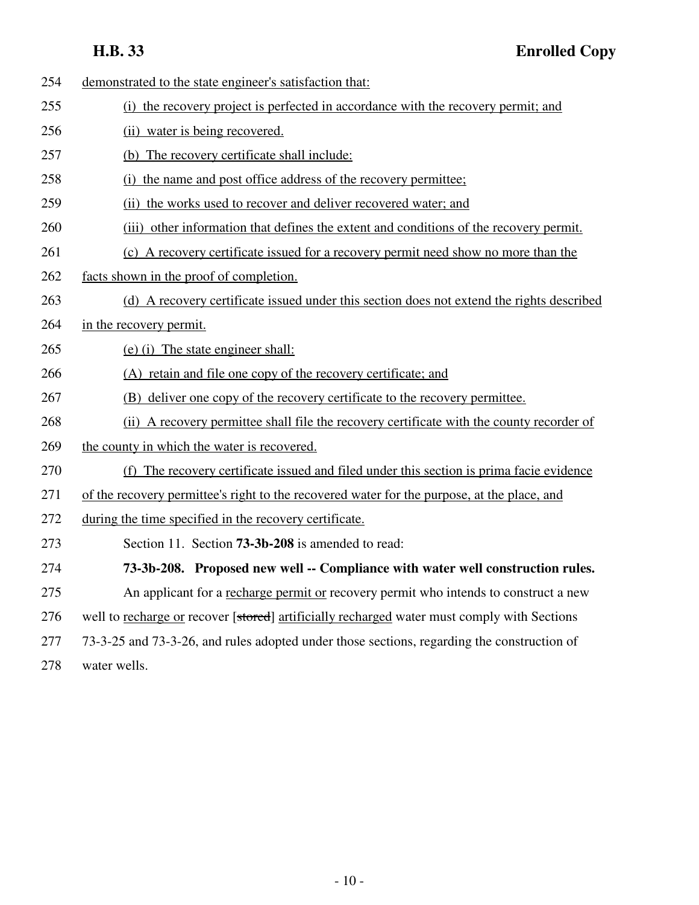demonstrated to the state engineer's satisfaction that:

(i) the recovery project is perfected in accordance with the recovery permit; and

(ii) water is being recovered.

(b) The recovery certificate shall include:

(i) the name and post office address of the recovery permittee;

(ii) the works used to recover and deliver recovered water; and

(iii) other information that defines the extent and conditions of the recovery permit.

(c) A recovery certificate issued for a recovery permit need show no more than the facts shown in the proof of completion.

(d) A recovery certificate issued under this section does not extend the rights described in the recovery permit.

(e) (i) The state engineer shall:

(A) retain and file one copy of the recovery certificate; and

(B) deliver one copy of the recovery certificate to the recovery permittee.

(ii) A recovery permittee shall file the recovery certificate with the county recorder of the county in which the water is recovered.

(f) The recovery certificate issued and filed under this section is prima facie evidence of the recovery permittee's right to the recovered water for the purpose, at the place, and during the time specified in the recovery certificate.

Section 11. Section **73-3b-208** is amended to read:

**73-3b-208. Proposed new well -- Compliance with water well construction rules.**

An applicant for a recharge permit or recovery permit who intends to construct a new well to recharge or recover [~~stored~~] artificially recharged water must comply with Sections 73-3-25 and 73-3-26, and rules adopted under those sections, regarding the construction of water wells.